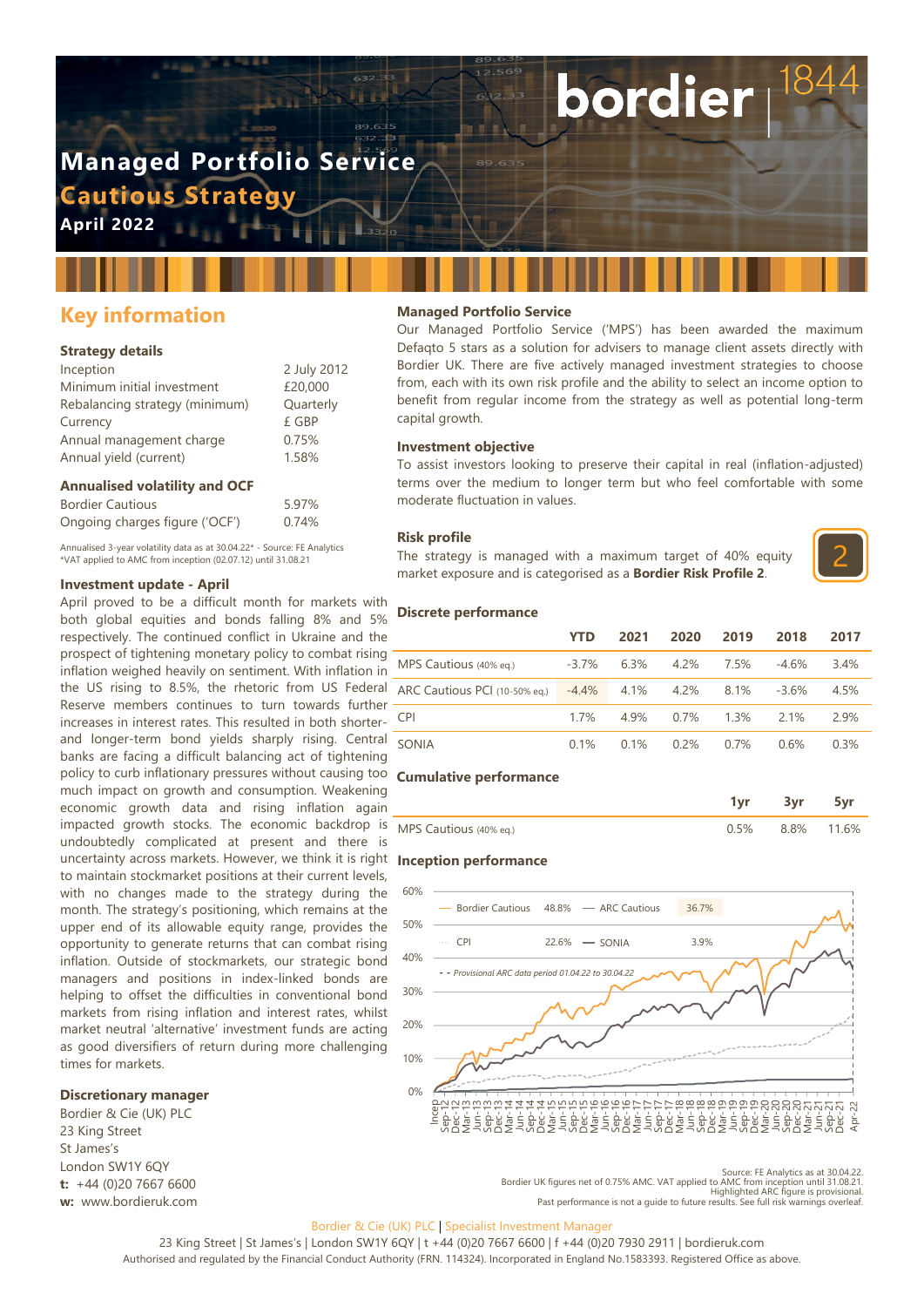# Managed Portfolio Service

## Cautious Strategy

**April 2022**

## Key information

### Strategy details

| | |
|---|---|
| Inception | 2 July 2012 |
| Minimum initial investment | £20,000 |
| Rebalancing strategy (minimum) | Quarterly |
| Currency | £ GBP |
| Annual management charge | 0.75% |
| Annual yield (current) | 1.58% |

### Annualised volatility and OCF

| | |
|---|---|
| Bordier Cautious | 5.97% |
| Ongoing charges figure ('OCF') | 0.74% |

Annualised 3-year volatility data as at 30.04.22* - Source: FE Analytics
*VAT applied to AMC from inception (02.07.12) until 31.08.21

### Investment update - April

April proved to be a difficult month for markets with both global equities and bonds falling 8% and 5% respectively. The continued conflict in Ukraine and the prospect of tightening monetary policy to combat rising inflation weighed heavily on sentiment. With inflation in the US rising to 8.5%, the rhetoric from US Federal Reserve members continues to turn towards further increases in interest rates. This resulted in both shorter- and longer-term bond yields sharply rising. Central banks are facing a difficult balancing act of tightening policy to curb inflationary pressures without causing too much impact on growth and consumption. Weakening economic growth data and rising inflation again impacted growth stocks. The economic backdrop is undoubtedly complicated at present and there is uncertainty across markets. However, we think it is right to maintain stockmarket positions at their current levels, with no changes made to the strategy during the month. The strategy's positioning, which remains at the upper end of its allowable equity range, provides the opportunity to generate returns that can combat rising inflation. Outside of stockmarkets, our strategic bond managers and positions in index-linked bonds are helping to offset the difficulties in conventional bond markets from rising inflation and interest rates, whilst market neutral 'alternative' investment funds are acting as good diversifiers of return during more challenging times for markets.

### Discretionary manager

Bordier & Cie (UK) PLC
23 King Street
St James's
London SW1Y 6QY
**t:** +44 (0)20 7667 6600
**w:** www.bordieruk.com

### Managed Portfolio Service

Our Managed Portfolio Service ('MPS') has been awarded the maximum Defaqto 5 stars as a solution for advisers to manage client assets directly with Bordier UK. There are five actively managed investment strategies to choose from, each with its own risk profile and the ability to select an income option to benefit from regular income from the strategy as well as potential long-term capital growth.

### Investment objective

To assist investors looking to preserve their capital in real (inflation-adjusted) terms over the medium to longer term but who feel comfortable with some moderate fluctuation in values.

### Risk profile

The strategy is managed with a maximum target of 40% equity market exposure and is categorised as a **Bordier Risk Profile 2**.

2

### Discrete performance

| | YTD | 2021 | 2020 | 2019 | 2018 | 2017 |
|---|---|---|---|---|---|---|
| MPS Cautious (40% eq.) | -3.7% | 6.3% | 4.2% | 7.5% | -4.6% | 3.4% |
| ARC Cautious PCI (10-50% eq.) | -4.4% | 4.1% | 4.2% | 8.1% | -3.6% | 4.5% |
| CPI | 1.7% | 4.9% | 0.7% | 1.3% | 2.1% | 2.9% |
| SONIA | 0.1% | 0.1% | 0.2% | 0.7% | 0.6% | 0.3% |

### Cumulative performance

| | 1yr | 3yr | 5yr |
|---|---|---|---|
| MPS Cautious (40% eq.) | 0.5% | 8.8% | 11.6% |

### Inception performance

Bordier Cautious 48.8% — ARC Cautious 36.7% — CPI 22.6% — SONIA 3.9%

- - Provisional ARC data period 01.04.22 to 30.04.22

Source: FE Analytics as at 30.04.22.
Bordier UK figures net of 0.75% AMC. VAT applied to AMC from inception until 31.08.21.
Highlighted ARC figure is provisional.
Past performance is not a guide to future results. See full risk warnings overleaf.

Bordier & Cie (UK) PLC | Specialist Investment Manager
23 King Street | St James's | London SW1Y 6QY | t +44 (0)20 7667 6600 | f +44 (0)20 7930 2911 | bordieruk.com
Authorised and regulated by the Financial Conduct Authority (FRN. 114324). Incorporated in England No.1583393. Registered Office as above.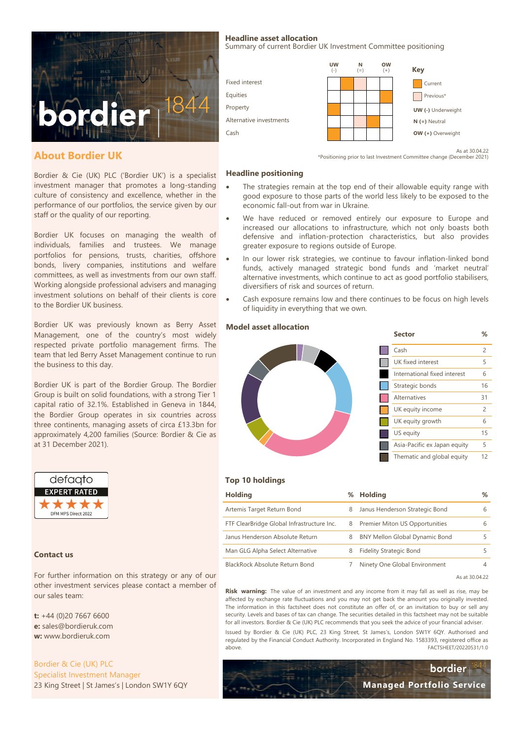# About Bordier UK

Bordier & Cie (UK) PLC ('Bordier UK') is a specialist investment manager that promotes a long-standing culture of consistency and excellence, whether in the performance of our portfolios, the service given by our staff or the quality of our reporting.

Bordier UK focuses on managing the wealth of individuals, families and trustees. We manage portfolios for pensions, trusts, charities, offshore bonds, livery companies, institutions and welfare committees, as well as investments from our own staff. Working alongside professional advisers and managing investment solutions on behalf of their clients is core to the Bordier UK business.

Bordier UK was previously known as Berry Asset Management, one of the country's most widely respected private portfolio management firms. The team that led Berry Asset Management continue to run the business to this day.

Bordier UK is part of the Bordier Group. The Bordier Group is built on solid foundations, with a strong Tier 1 capital ratio of 32.1%. Established in 1844, the Bordier Group operates in six countries across three continents, managing assets of circa £13.3bn for approximately 4,200 families (Source: Bordier & Cie as at 31 December 2021).

defaqto EXPERT RATED
DFM MPS Direct 2022

### Contact us

For further information on this strategy or any of our other investment services please contact a member of our sales team:

**t:** +44 (0)20 7667 6600
**e:** sales@bordieruk.com
**w:** www.bordieruk.com

Bordier & Cie (UK) PLC
Specialist Investment Manager
23 King Street | St James's | London SW1Y 6QY

### Headline asset allocation

Summary of current Bordier UK Investment Committee positioning

UW (-) | N (=) | OW (+)

Fixed interest
Equities
Property
Alternative investments
Cash

Key
Current
Previous*
UW (-) Underweight
N (=) Neutral
OW (+) Overweight

As at 30.04.22
*Positioning prior to last Investment Committee change (December 2021)

### Headline positioning

- The strategies remain at the top end of their allowable equity range with good exposure to those parts of the world less likely to be exposed to the economic fall-out from war in Ukraine.
- We have reduced or removed entirely our exposure to Europe and increased our allocations to infrastructure, which not only boasts both defensive and inflation-protection characteristics, but also provides greater exposure to regions outside of Europe.
- In our lower risk strategies, we continue to favour inflation-linked bond funds, actively managed strategic bond funds and 'market neutral' alternative investments, which continue to act as good portfolio stabilisers, diversifiers of risk and sources of return.
- Cash exposure remains low and there continues to be focus on high levels of liquidity in everything that we own.

### Model asset allocation

| Sector | % |
|---|---|
| Cash | 2 |
| UK fixed interest | 5 |
| International fixed interest | 6 |
| Strategic bonds | 16 |
| Alternatives | 31 |
| UK equity income | 2 |
| UK equity growth | 6 |
| US equity | 15 |
| Asia-Pacific ex Japan equity | 5 |
| Thematic and global equity | 12 |

### Top 10 holdings

| Holding | % | Holding | % |
|---|---|---|---|
| Artemis Target Return Bond | 8 | Janus Henderson Strategic Bond | 6 |
| FTF ClearBridge Global Infrastructure Inc. | 8 | Premier Miton US Opportunities | 6 |
| Janus Henderson Absolute Return | 8 | BNY Mellon Global Dynamic Bond | 5 |
| Man GLG Alpha Select Alternative | 8 | Fidelity Strategic Bond | 5 |
| BlackRock Absolute Return Bond | 7 | Ninety One Global Environment | 4 |

As at 30.04.22

**Risk warning:** The value of an investment and any income from it may fall as well as rise, may be affected by exchange rate fluctuations and you may not get back the amount you originally invested. The information in this factsheet does not constitute an offer of, or an invitation to buy or sell any security. Levels and bases of tax can change. The securities detailed in this factsheet may not be suitable for all investors. Bordier & Cie (UK) PLC recommends that you seek the advice of your financial adviser.

Issued by Bordier & Cie (UK) PLC, 23 King Street, St James's, London SW1Y 6QY. Authorised and regulated by the Financial Conduct Authority. Incorporated in England No. 1583393, registered office as above. FACTSHEET/20220531/1.0

bordier 1844
**Managed Portfolio Service**